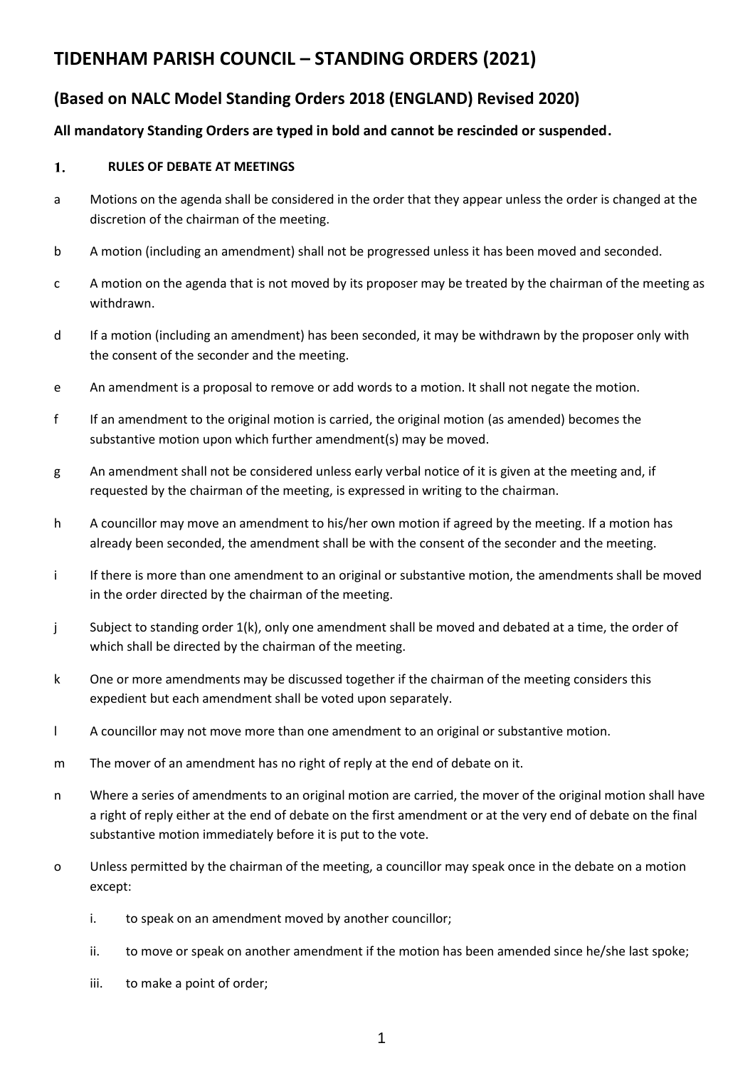# TIDENHAM PARISH COUNCIL – STANDING ORDERS (2021)

## (Based on NALC Model Standing Orders 2018 (ENGLAND) Revised 2020)

**All mandatory Standing Orders are typed in bold and cannot be rescinded or suspended.**

### 1. RULES OF DEBATE AT MEETINGS

a Motions on the agenda shall be considered in the order that they appear unless the order is changed at the discretion of the chairman of the meeting.

b A motion (including an amendment) shall not be progressed unless it has been moved and seconded.

c A motion on the agenda that is not moved by its proposer may be treated by the chairman of the meeting as withdrawn.

d If a motion (including an amendment) has been seconded, it may be withdrawn by the proposer only with the consent of the seconder and the meeting.

e An amendment is a proposal to remove or add words to a motion. It shall not negate the motion.

f If an amendment to the original motion is carried, the original motion (as amended) becomes the substantive motion upon which further amendment(s) may be moved.

g An amendment shall not be considered unless early verbal notice of it is given at the meeting and, if requested by the chairman of the meeting, is expressed in writing to the chairman.

h A councillor may move an amendment to his/her own motion if agreed by the meeting. If a motion has already been seconded, the amendment shall be with the consent of the seconder and the meeting.

i If there is more than one amendment to an original or substantive motion, the amendments shall be moved in the order directed by the chairman of the meeting.

j Subject to standing order 1(k), only one amendment shall be moved and debated at a time, the order of which shall be directed by the chairman of the meeting.

k One or more amendments may be discussed together if the chairman of the meeting considers this expedient but each amendment shall be voted upon separately.

l A councillor may not move more than one amendment to an original or substantive motion.

m The mover of an amendment has no right of reply at the end of debate on it.

n Where a series of amendments to an original motion are carried, the mover of the original motion shall have a right of reply either at the end of debate on the first amendment or at the very end of debate on the final substantive motion immediately before it is put to the vote.

o Unless permitted by the chairman of the meeting, a councillor may speak once in the debate on a motion except:

   i. to speak on an amendment moved by another councillor;

   ii. to move or speak on another amendment if the motion has been amended since he/she last spoke;

   iii. to make a point of order;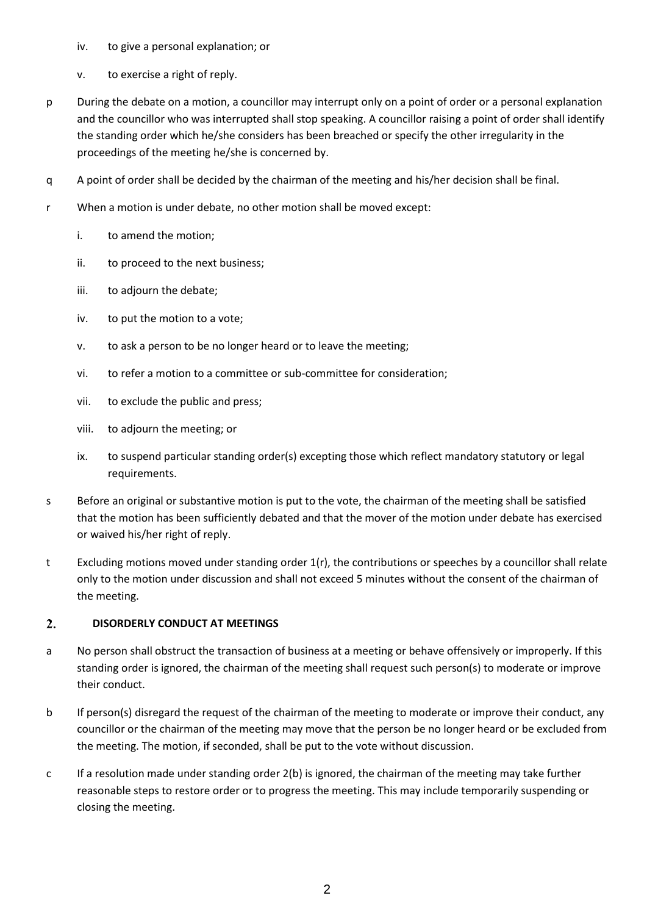iv. to give a personal explanation; or

v. to exercise a right of reply.

p During the debate on a motion, a councillor may interrupt only on a point of order or a personal explanation and the councillor who was interrupted shall stop speaking. A councillor raising a point of order shall identify the standing order which he/she considers has been breached or specify the other irregularity in the proceedings of the meeting he/she is concerned by.

q A point of order shall be decided by the chairman of the meeting and his/her decision shall be final.

r When a motion is under debate, no other motion shall be moved except:

i. to amend the motion;

ii. to proceed to the next business;

iii. to adjourn the debate;

iv. to put the motion to a vote;

v. to ask a person to be no longer heard or to leave the meeting;

vi. to refer a motion to a committee or sub-committee for consideration;

vii. to exclude the public and press;

viii. to adjourn the meeting; or

ix. to suspend particular standing order(s) excepting those which reflect mandatory statutory or legal requirements.

s Before an original or substantive motion is put to the vote, the chairman of the meeting shall be satisfied that the motion has been sufficiently debated and that the mover of the motion under debate has exercised or waived his/her right of reply.

t Excluding motions moved under standing order 1(r), the contributions or speeches by a councillor shall relate only to the motion under discussion and shall not exceed 5 minutes without the consent of the chairman of the meeting.

## 2. DISORDERLY CONDUCT AT MEETINGS

a No person shall obstruct the transaction of business at a meeting or behave offensively or improperly. If this standing order is ignored, the chairman of the meeting shall request such person(s) to moderate or improve their conduct.

b If person(s) disregard the request of the chairman of the meeting to moderate or improve their conduct, any councillor or the chairman of the meeting may move that the person be no longer heard or be excluded from the meeting. The motion, if seconded, shall be put to the vote without discussion.

c If a resolution made under standing order 2(b) is ignored, the chairman of the meeting may take further reasonable steps to restore order or to progress the meeting. This may include temporarily suspending or closing the meeting.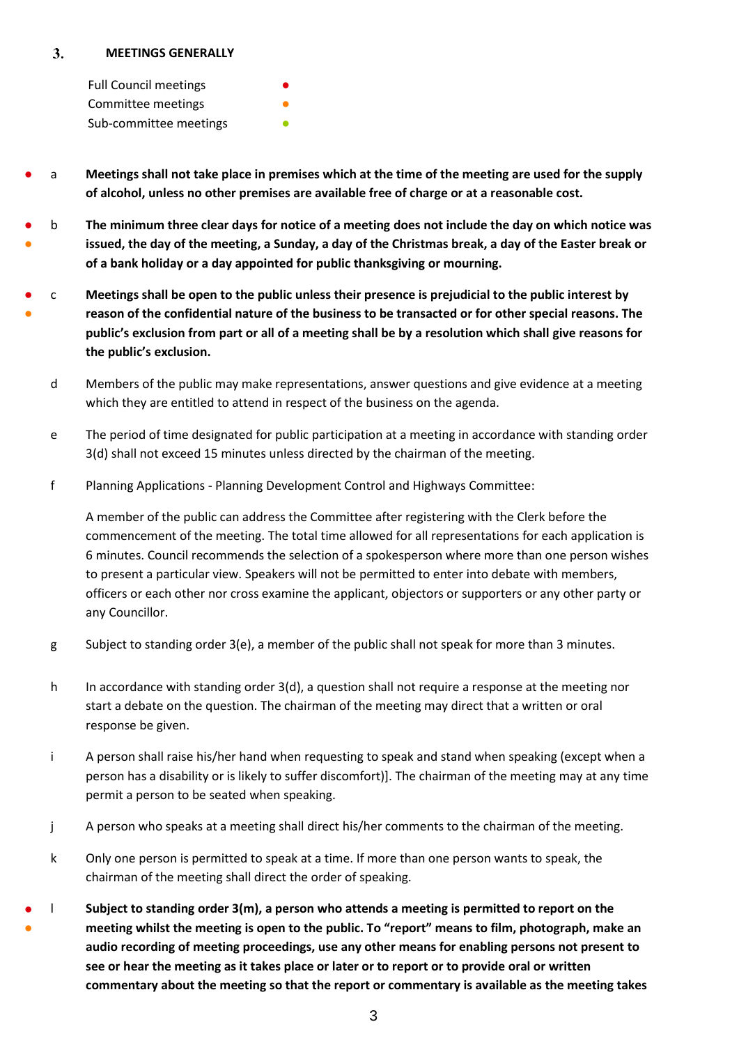## 3. MEETINGS GENERALLY

Full Council meetings ●
Committee meetings ●
Sub-committee meetings ●

● a **Meetings shall not take place in premises which at the time of the meeting are used for the supply of alcohol, unless no other premises are available free of charge or at a reasonable cost.**

● ● b **The minimum three clear days for notice of a meeting does not include the day on which notice was issued, the day of the meeting, a Sunday, a day of the Christmas break, a day of the Easter break or of a bank holiday or a day appointed for public thanksgiving or mourning.**

● ● c **Meetings shall be open to the public unless their presence is prejudicial to the public interest by reason of the confidential nature of the business to be transacted or for other special reasons. The public's exclusion from part or all of a meeting shall be by a resolution which shall give reasons for the public's exclusion.**

d Members of the public may make representations, answer questions and give evidence at a meeting which they are entitled to attend in respect of the business on the agenda.

e The period of time designated for public participation at a meeting in accordance with standing order 3(d) shall not exceed 15 minutes unless directed by the chairman of the meeting.

f Planning Applications - Planning Development Control and Highways Committee:

A member of the public can address the Committee after registering with the Clerk before the commencement of the meeting. The total time allowed for all representations for each application is 6 minutes. Council recommends the selection of a spokesperson where more than one person wishes to present a particular view. Speakers will not be permitted to enter into debate with members, officers or each other nor cross examine the applicant, objectors or supporters or any other party or any Councillor.

g Subject to standing order 3(e), a member of the public shall not speak for more than 3 minutes.

h In accordance with standing order 3(d), a question shall not require a response at the meeting nor start a debate on the question. The chairman of the meeting may direct that a written or oral response be given.

i A person shall raise his/her hand when requesting to speak and stand when speaking (except when a person has a disability or is likely to suffer discomfort)]. The chairman of the meeting may at any time permit a person to be seated when speaking.

j A person who speaks at a meeting shall direct his/her comments to the chairman of the meeting.

k Only one person is permitted to speak at a time. If more than one person wants to speak, the chairman of the meeting shall direct the order of speaking.

● ● l **Subject to standing order 3(m), a person who attends a meeting is permitted to report on the meeting whilst the meeting is open to the public. To "report" means to film, photograph, make an audio recording of meeting proceedings, use any other means for enabling persons not present to see or hear the meeting as it takes place or later or to report or to provide oral or written commentary about the meeting so that the report or commentary is available as the meeting takes**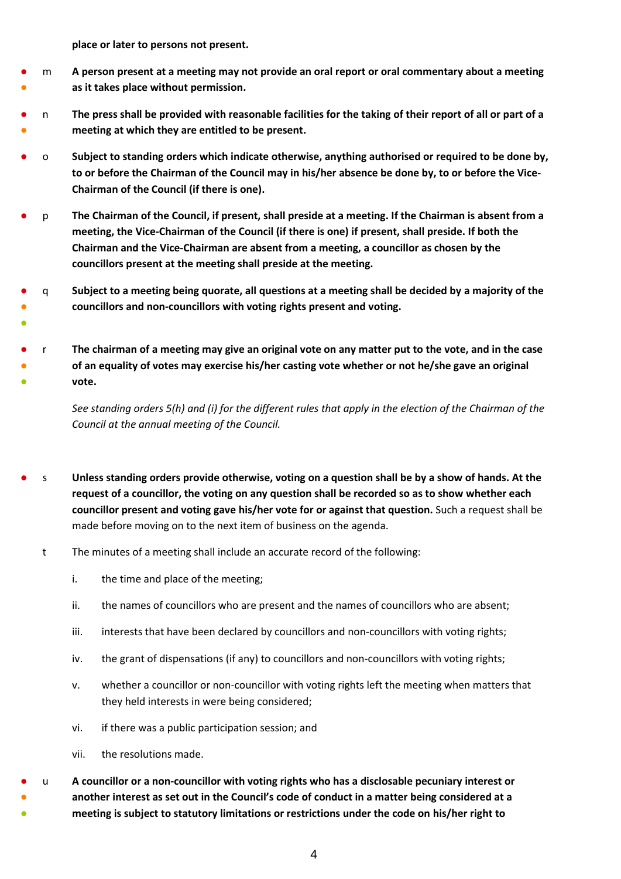**place or later to persons not present.**

m **A person present at a meeting may not provide an oral report or oral commentary about a meeting as it takes place without permission.**

n **The press shall be provided with reasonable facilities for the taking of their report of all or part of a meeting at which they are entitled to be present.**

o **Subject to standing orders which indicate otherwise, anything authorised or required to be done by, to or before the Chairman of the Council may in his/her absence be done by, to or before the Vice-Chairman of the Council (if there is one).**

p **The Chairman of the Council, if present, shall preside at a meeting. If the Chairman is absent from a meeting, the Vice-Chairman of the Council (if there is one) if present, shall preside. If both the Chairman and the Vice-Chairman are absent from a meeting, a councillor as chosen by the councillors present at the meeting shall preside at the meeting.**

q **Subject to a meeting being quorate, all questions at a meeting shall be decided by a majority of the councillors and non-councillors with voting rights present and voting.**

r **The chairman of a meeting may give an original vote on any matter put to the vote, and in the case of an equality of votes may exercise his/her casting vote whether or not he/she gave an original vote.**

*See standing orders 5(h) and (i) for the different rules that apply in the election of the Chairman of the Council at the annual meeting of the Council.*

s **Unless standing orders provide otherwise, voting on a question shall be by a show of hands. At the request of a councillor, the voting on any question shall be recorded so as to show whether each councillor present and voting gave his/her vote for or against that question.** Such a request shall be made before moving on to the next item of business on the agenda.

t The minutes of a meeting shall include an accurate record of the following:

i. the time and place of the meeting;

ii. the names of councillors who are present and the names of councillors who are absent;

iii. interests that have been declared by councillors and non-councillors with voting rights;

iv. the grant of dispensations (if any) to councillors and non-councillors with voting rights;

v. whether a councillor or non-councillor with voting rights left the meeting when matters that they held interests in were being considered;

vi. if there was a public participation session; and

vii. the resolutions made.

u **A councillor or a non-councillor with voting rights who has a disclosable pecuniary interest or another interest as set out in the Council's code of conduct in a matter being considered at a meeting is subject to statutory limitations or restrictions under the code on his/her right to**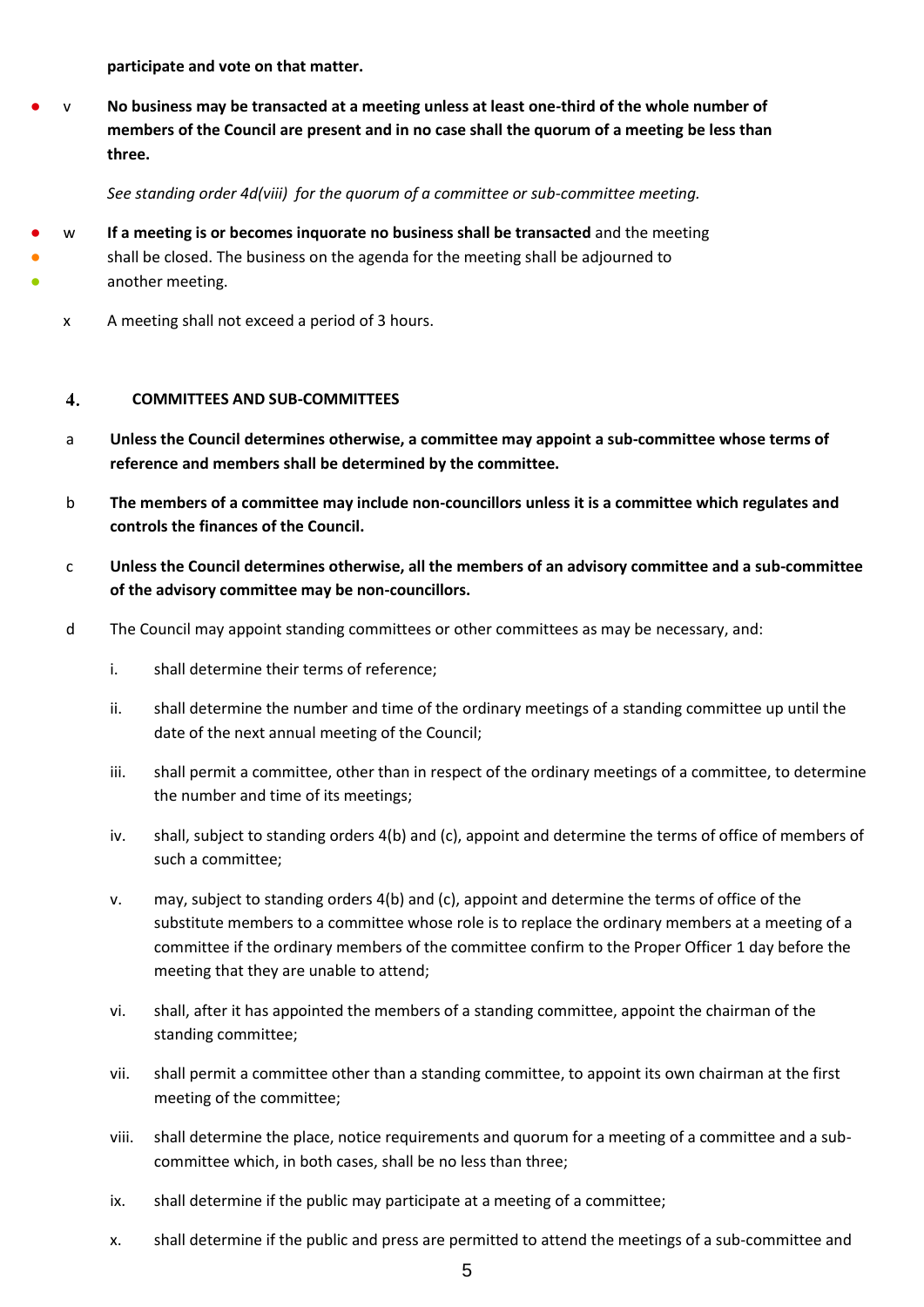**participate and vote on that matter.**

● v **No business may be transacted at a meeting unless at least one-third of the whole number of members of the Council are present and in no case shall the quorum of a meeting be less than three.**

*See standing order 4d(viii) for the quorum of a committee or sub-committee meeting.*

● ● ● w **If a meeting is or becomes inquorate no business shall be transacted** and the meeting shall be closed. The business on the agenda for the meeting shall be adjourned to another meeting.

x A meeting shall not exceed a period of 3 hours.

## 4. COMMITTEES AND SUB-COMMITTEES

a **Unless the Council determines otherwise, a committee may appoint a sub-committee whose terms of reference and members shall be determined by the committee.**

b **The members of a committee may include non-councillors unless it is a committee which regulates and controls the finances of the Council.**

c **Unless the Council determines otherwise, all the members of an advisory committee and a sub-committee of the advisory committee may be non-councillors.**

d The Council may appoint standing committees or other committees as may be necessary, and:

i. shall determine their terms of reference;

ii. shall determine the number and time of the ordinary meetings of a standing committee up until the date of the next annual meeting of the Council;

iii. shall permit a committee, other than in respect of the ordinary meetings of a committee, to determine the number and time of its meetings;

iv. shall, subject to standing orders 4(b) and (c), appoint and determine the terms of office of members of such a committee;

v. may, subject to standing orders 4(b) and (c), appoint and determine the terms of office of the substitute members to a committee whose role is to replace the ordinary members at a meeting of a committee if the ordinary members of the committee confirm to the Proper Officer 1 day before the meeting that they are unable to attend;

vi. shall, after it has appointed the members of a standing committee, appoint the chairman of the standing committee;

vii. shall permit a committee other than a standing committee, to appoint its own chairman at the first meeting of the committee;

viii. shall determine the place, notice requirements and quorum for a meeting of a committee and a sub-committee which, in both cases, shall be no less than three;

ix. shall determine if the public may participate at a meeting of a committee;

x. shall determine if the public and press are permitted to attend the meetings of a sub-committee and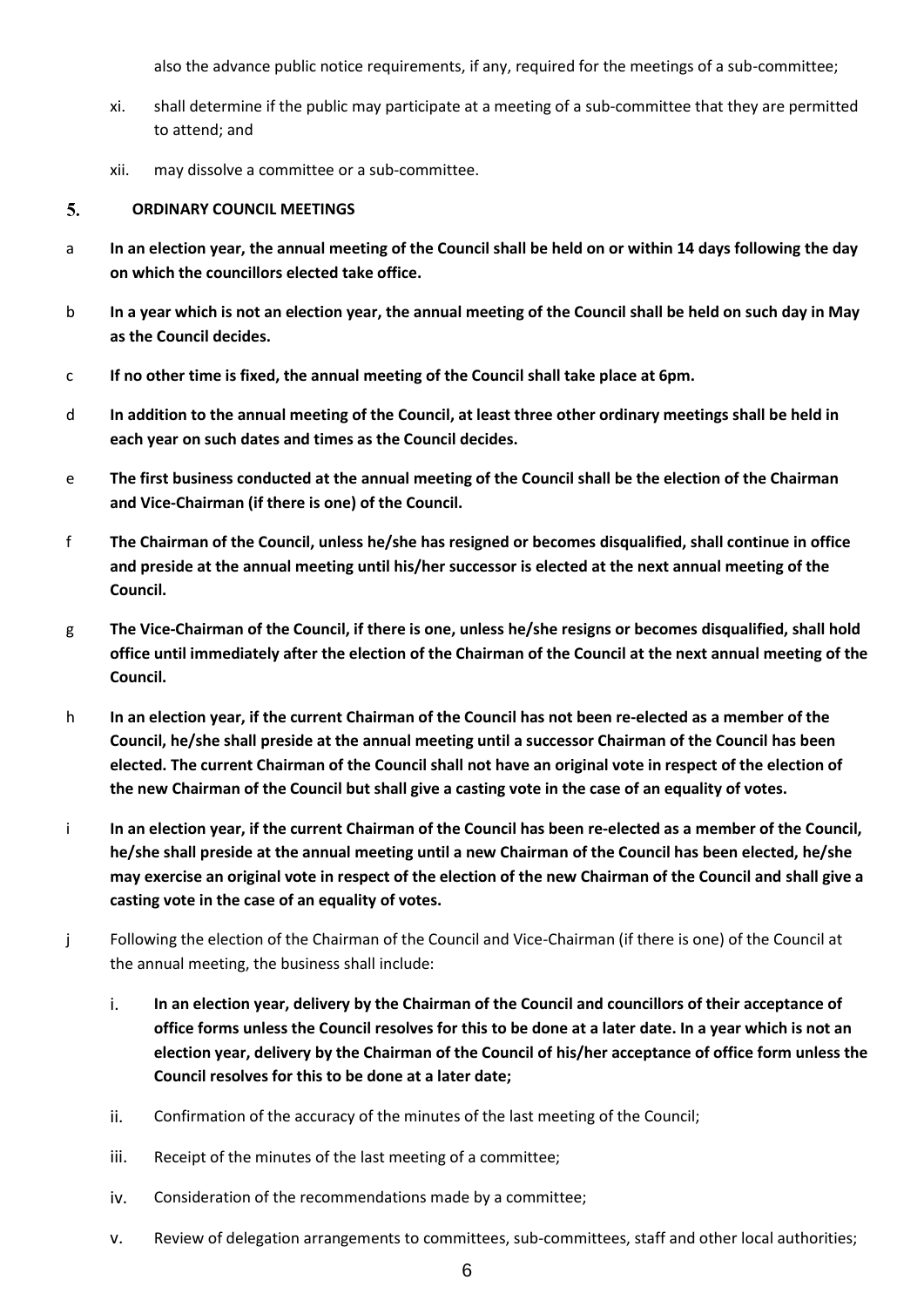also the advance public notice requirements, if any, required for the meetings of a sub-committee;

xi. shall determine if the public may participate at a meeting of a sub-committee that they are permitted to attend; and

xii. may dissolve a committee or a sub-committee.

## 5. ORDINARY COUNCIL MEETINGS

a **In an election year, the annual meeting of the Council shall be held on or within 14 days following the day on which the councillors elected take office.**

b **In a year which is not an election year, the annual meeting of the Council shall be held on such day in May as the Council decides.**

c **If no other time is fixed, the annual meeting of the Council shall take place at 6pm.**

d **In addition to the annual meeting of the Council, at least three other ordinary meetings shall be held in each year on such dates and times as the Council decides.**

e **The first business conducted at the annual meeting of the Council shall be the election of the Chairman and Vice-Chairman (if there is one) of the Council.**

f **The Chairman of the Council, unless he/she has resigned or becomes disqualified, shall continue in office and preside at the annual meeting until his/her successor is elected at the next annual meeting of the Council.**

g **The Vice-Chairman of the Council, if there is one, unless he/she resigns or becomes disqualified, shall hold office until immediately after the election of the Chairman of the Council at the next annual meeting of the Council.**

h **In an election year, if the current Chairman of the Council has not been re-elected as a member of the Council, he/she shall preside at the annual meeting until a successor Chairman of the Council has been elected. The current Chairman of the Council shall not have an original vote in respect of the election of the new Chairman of the Council but shall give a casting vote in the case of an equality of votes.**

i **In an election year, if the current Chairman of the Council has been re-elected as a member of the Council, he/she shall preside at the annual meeting until a new Chairman of the Council has been elected, he/she may exercise an original vote in respect of the election of the new Chairman of the Council and shall give a casting vote in the case of an equality of votes.**

j Following the election of the Chairman of the Council and Vice-Chairman (if there is one) of the Council at the annual meeting, the business shall include:

i. **In an election year, delivery by the Chairman of the Council and councillors of their acceptance of office forms unless the Council resolves for this to be done at a later date. In a year which is not an election year, delivery by the Chairman of the Council of his/her acceptance of office form unless the Council resolves for this to be done at a later date;**

ii. Confirmation of the accuracy of the minutes of the last meeting of the Council;

iii. Receipt of the minutes of the last meeting of a committee;

iv. Consideration of the recommendations made by a committee;

v. Review of delegation arrangements to committees, sub-committees, staff and other local authorities;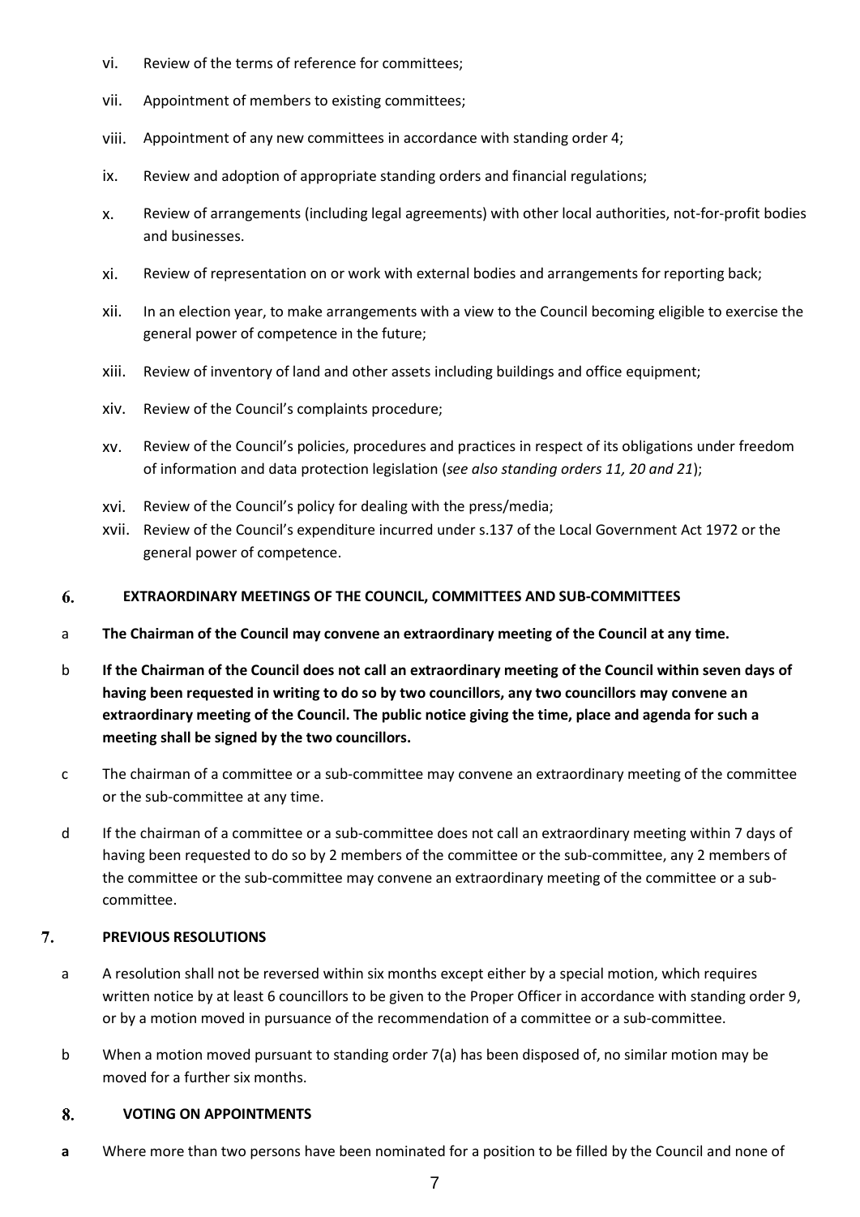vi. Review of the terms of reference for committees;

vii. Appointment of members to existing committees;

viii. Appointment of any new committees in accordance with standing order 4;

ix. Review and adoption of appropriate standing orders and financial regulations;

x. Review of arrangements (including legal agreements) with other local authorities, not-for-profit bodies and businesses.

xi. Review of representation on or work with external bodies and arrangements for reporting back;

xii. In an election year, to make arrangements with a view to the Council becoming eligible to exercise the general power of competence in the future;

xiii. Review of inventory of land and other assets including buildings and office equipment;

xiv. Review of the Council's complaints procedure;

xv. Review of the Council's policies, procedures and practices in respect of its obligations under freedom of information and data protection legislation (*see also standing orders 11, 20 and 21*);

xvi. Review of the Council's policy for dealing with the press/media;

xvii. Review of the Council's expenditure incurred under s.137 of the Local Government Act 1972 or the general power of competence.

## 6. EXTRAORDINARY MEETINGS OF THE COUNCIL, COMMITTEES AND SUB-COMMITTEES

a **The Chairman of the Council may convene an extraordinary meeting of the Council at any time.**

b **If the Chairman of the Council does not call an extraordinary meeting of the Council within seven days of having been requested in writing to do so by two councillors, any two councillors may convene an extraordinary meeting of the Council. The public notice giving the time, place and agenda for such a meeting shall be signed by the two councillors.**

c The chairman of a committee or a sub-committee may convene an extraordinary meeting of the committee or the sub-committee at any time.

d If the chairman of a committee or a sub-committee does not call an extraordinary meeting within 7 days of having been requested to do so by 2 members of the committee or the sub-committee, any 2 members of the committee or the sub-committee may convene an extraordinary meeting of the committee or a sub-committee.

## 7. PREVIOUS RESOLUTIONS

a A resolution shall not be reversed within six months except either by a special motion, which requires written notice by at least 6 councillors to be given to the Proper Officer in accordance with standing order 9, or by a motion moved in pursuance of the recommendation of a committee or a sub-committee.

b When a motion moved pursuant to standing order 7(a) has been disposed of, no similar motion may be moved for a further six months.

## 8. VOTING ON APPOINTMENTS

**a** Where more than two persons have been nominated for a position to be filled by the Council and none of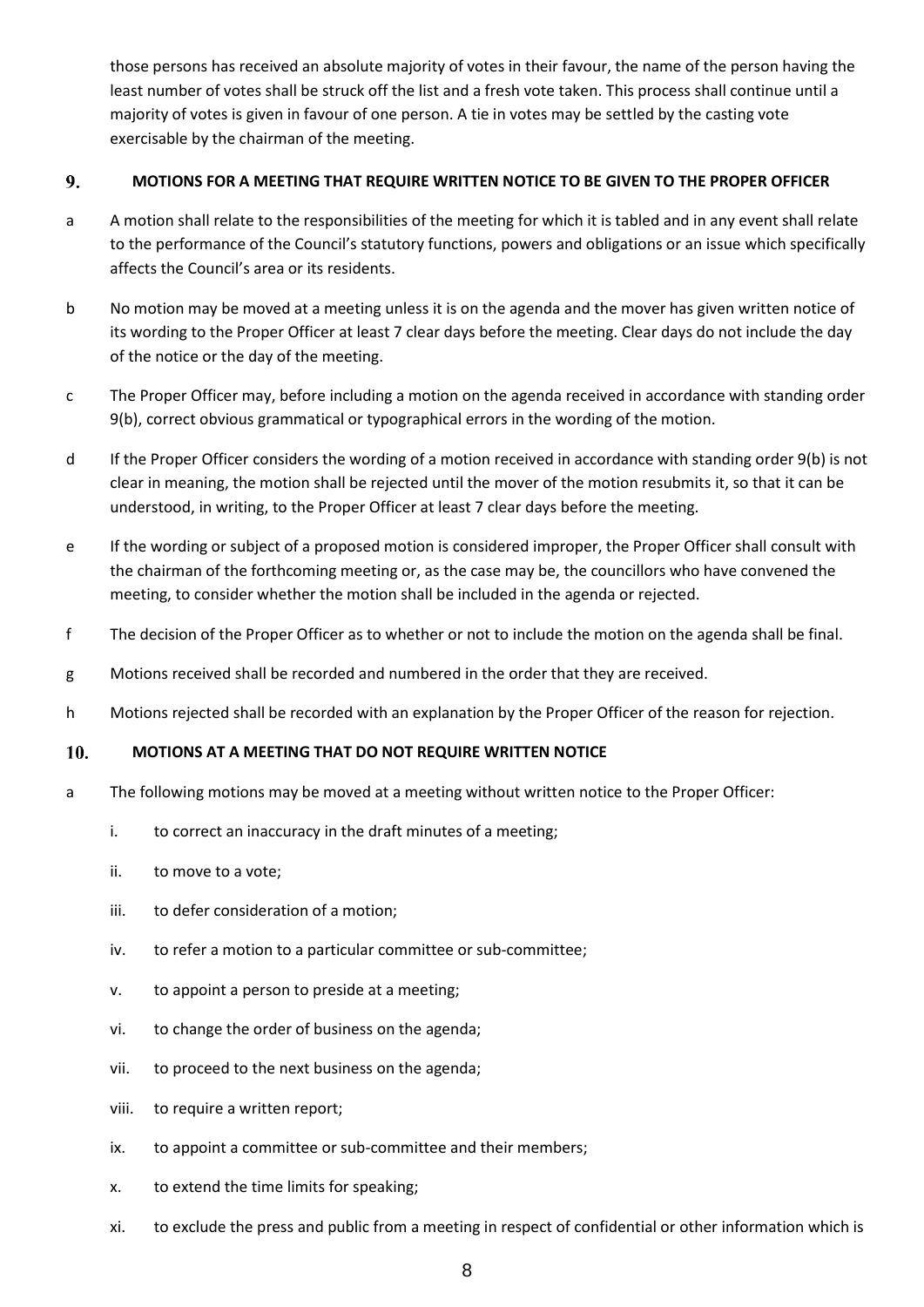those persons has received an absolute majority of votes in their favour, the name of the person having the least number of votes shall be struck off the list and a fresh vote taken. This process shall continue until a majority of votes is given in favour of one person. A tie in votes may be settled by the casting vote exercisable by the chairman of the meeting.

## 9. MOTIONS FOR A MEETING THAT REQUIRE WRITTEN NOTICE TO BE GIVEN TO THE PROPER OFFICER

a A motion shall relate to the responsibilities of the meeting for which it is tabled and in any event shall relate to the performance of the Council's statutory functions, powers and obligations or an issue which specifically affects the Council's area or its residents.

b No motion may be moved at a meeting unless it is on the agenda and the mover has given written notice of its wording to the Proper Officer at least 7 clear days before the meeting. Clear days do not include the day of the notice or the day of the meeting.

c The Proper Officer may, before including a motion on the agenda received in accordance with standing order 9(b), correct obvious grammatical or typographical errors in the wording of the motion.

d If the Proper Officer considers the wording of a motion received in accordance with standing order 9(b) is not clear in meaning, the motion shall be rejected until the mover of the motion resubmits it, so that it can be understood, in writing, to the Proper Officer at least 7 clear days before the meeting.

e If the wording or subject of a proposed motion is considered improper, the Proper Officer shall consult with the chairman of the forthcoming meeting or, as the case may be, the councillors who have convened the meeting, to consider whether the motion shall be included in the agenda or rejected.

f The decision of the Proper Officer as to whether or not to include the motion on the agenda shall be final.

g Motions received shall be recorded and numbered in the order that they are received.

h Motions rejected shall be recorded with an explanation by the Proper Officer of the reason for rejection.

## 10. MOTIONS AT A MEETING THAT DO NOT REQUIRE WRITTEN NOTICE

a The following motions may be moved at a meeting without written notice to the Proper Officer:

   i. to correct an inaccuracy in the draft minutes of a meeting;

   ii. to move to a vote;

   iii. to defer consideration of a motion;

   iv. to refer a motion to a particular committee or sub-committee;

   v. to appoint a person to preside at a meeting;

   vi. to change the order of business on the agenda;

   vii. to proceed to the next business on the agenda;

   viii. to require a written report;

   ix. to appoint a committee or sub-committee and their members;

   x. to extend the time limits for speaking;

   xi. to exclude the press and public from a meeting in respect of confidential or other information which is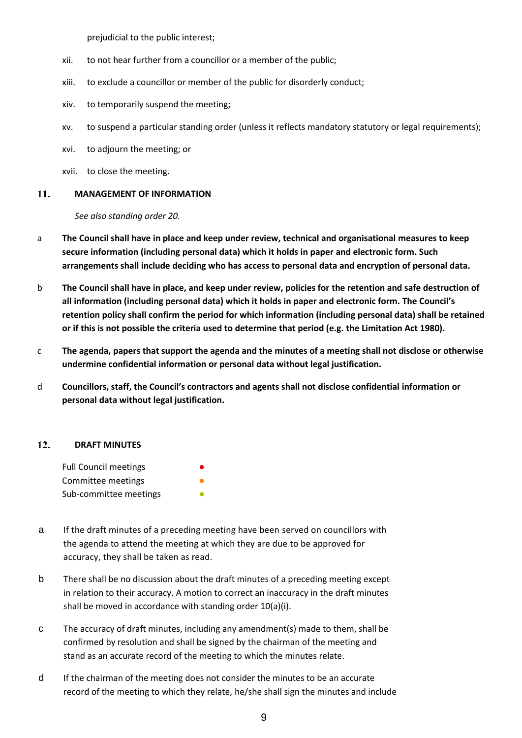prejudicial to the public interest;

xii. to not hear further from a councillor or a member of the public;

xiii. to exclude a councillor or member of the public for disorderly conduct;

xiv. to temporarily suspend the meeting;

xv. to suspend a particular standing order (unless it reflects mandatory statutory or legal requirements);

xvi. to adjourn the meeting; or

xvii. to close the meeting.

## 11. MANAGEMENT OF INFORMATION

*See also standing order 20.*

a **The Council shall have in place and keep under review, technical and organisational measures to keep secure information (including personal data) which it holds in paper and electronic form. Such arrangements shall include deciding who has access to personal data and encryption of personal data.**

b **The Council shall have in place, and keep under review, policies for the retention and safe destruction of all information (including personal data) which it holds in paper and electronic form. The Council's retention policy shall confirm the period for which information (including personal data) shall be retained or if this is not possible the criteria used to determine that period (e.g. the Limitation Act 1980).**

c **The agenda, papers that support the agenda and the minutes of a meeting shall not disclose or otherwise undermine confidential information or personal data without legal justification.**

d **Councillors, staff, the Council's contractors and agents shall not disclose confidential information or personal data without legal justification.**

## 12. DRAFT MINUTES

Full Council meetings ●
Committee meetings ●
Sub-committee meetings ●

a If the draft minutes of a preceding meeting have been served on councillors with the agenda to attend the meeting at which they are due to be approved for accuracy, they shall be taken as read.

b There shall be no discussion about the draft minutes of a preceding meeting except in relation to their accuracy. A motion to correct an inaccuracy in the draft minutes shall be moved in accordance with standing order 10(a)(i).

c The accuracy of draft minutes, including any amendment(s) made to them, shall be confirmed by resolution and shall be signed by the chairman of the meeting and stand as an accurate record of the meeting to which the minutes relate.

d If the chairman of the meeting does not consider the minutes to be an accurate record of the meeting to which they relate, he/she shall sign the minutes and include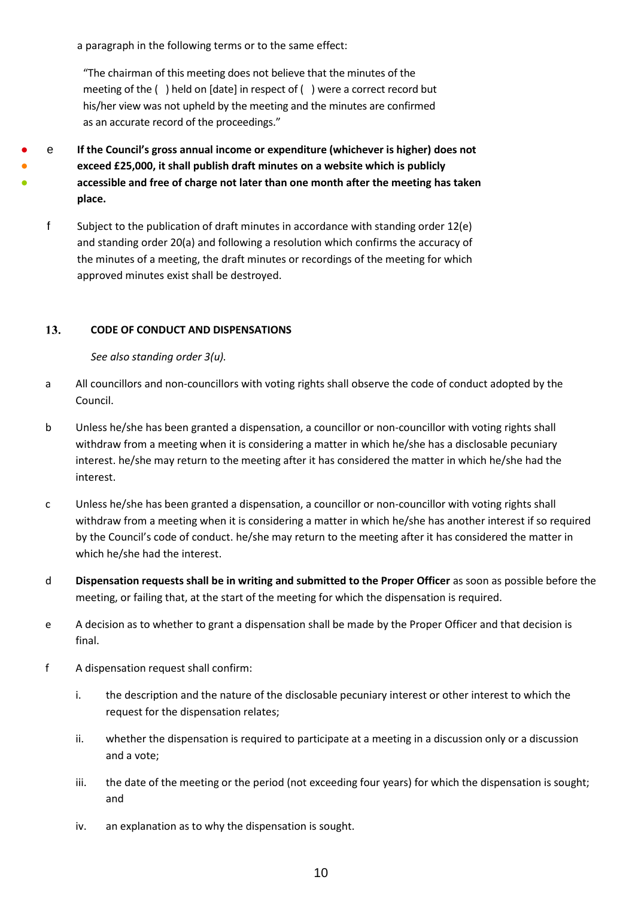a paragraph in the following terms or to the same effect:

> "The chairman of this meeting does not believe that the minutes of the meeting of the ( ) held on [date] in respect of ( ) were a correct record but his/her view was not upheld by the meeting and the minutes are confirmed as an accurate record of the proceedings."

e **If the Council's gross annual income or expenditure (whichever is higher) does not exceed £25,000, it shall publish draft minutes on a website which is publicly accessible and free of charge not later than one month after the meeting has taken place.**

f Subject to the publication of draft minutes in accordance with standing order 12(e) and standing order 20(a) and following a resolution which confirms the accuracy of the minutes of a meeting, the draft minutes or recordings of the meeting for which approved minutes exist shall be destroyed.

## 13. CODE OF CONDUCT AND DISPENSATIONS

*See also standing order 3(u).*

a All councillors and non-councillors with voting rights shall observe the code of conduct adopted by the Council.

b Unless he/she has been granted a dispensation, a councillor or non-councillor with voting rights shall withdraw from a meeting when it is considering a matter in which he/she has a disclosable pecuniary interest. he/she may return to the meeting after it has considered the matter in which he/she had the interest.

c Unless he/she has been granted a dispensation, a councillor or non-councillor with voting rights shall withdraw from a meeting when it is considering a matter in which he/she has another interest if so required by the Council's code of conduct. he/she may return to the meeting after it has considered the matter in which he/she had the interest.

d **Dispensation requests shall be in writing and submitted to the Proper Officer** as soon as possible before the meeting, or failing that, at the start of the meeting for which the dispensation is required.

e A decision as to whether to grant a dispensation shall be made by the Proper Officer and that decision is final.

f A dispensation request shall confirm:

i. the description and the nature of the disclosable pecuniary interest or other interest to which the request for the dispensation relates;

ii. whether the dispensation is required to participate at a meeting in a discussion only or a discussion and a vote;

iii. the date of the meeting or the period (not exceeding four years) for which the dispensation is sought; and

iv. an explanation as to why the dispensation is sought.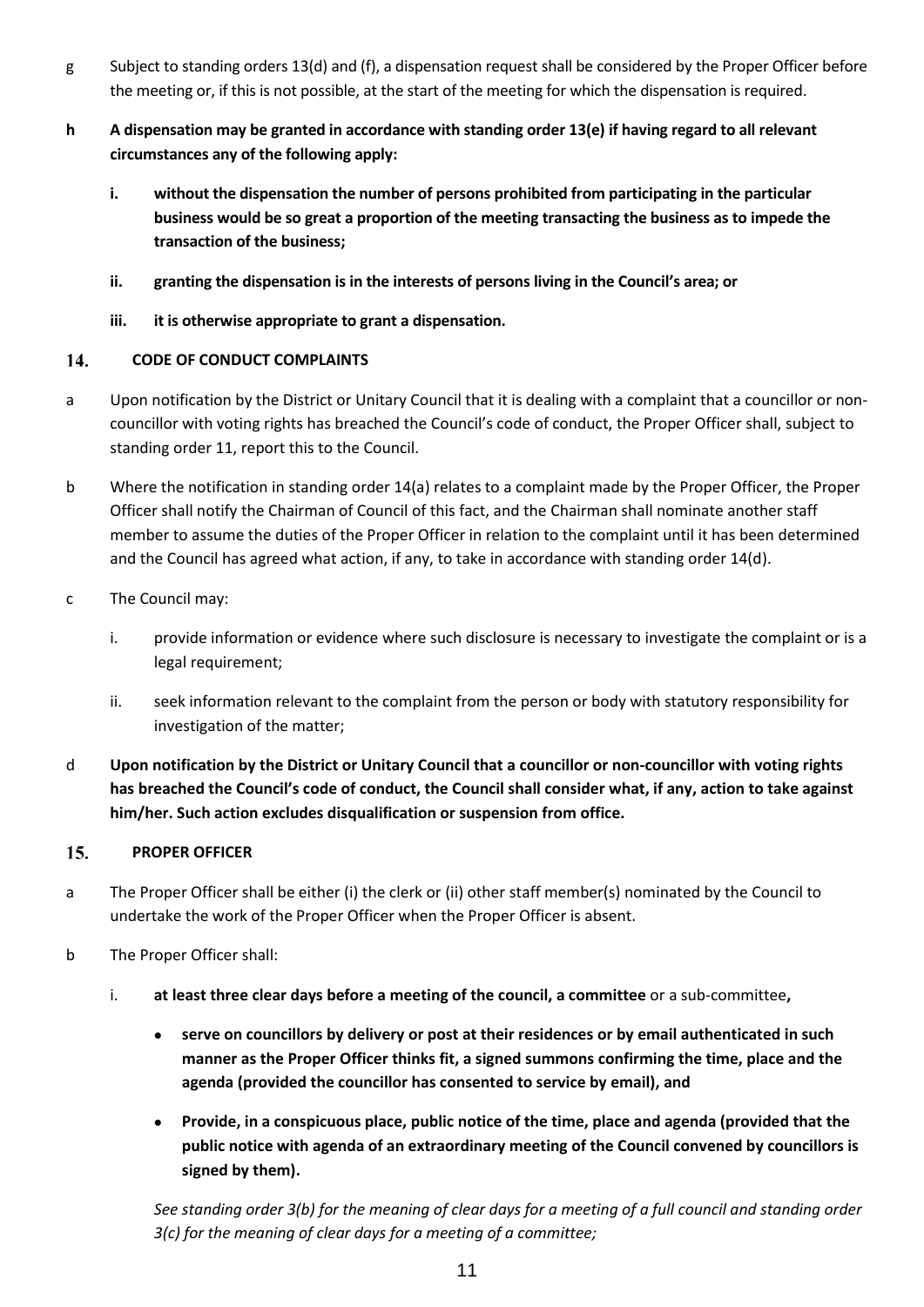g Subject to standing orders 13(d) and (f), a dispensation request shall be considered by the Proper Officer before the meeting or, if this is not possible, at the start of the meeting for which the dispensation is required.

**h A dispensation may be granted in accordance with standing order 13(e) if having regard to all relevant circumstances any of the following apply:**

- **i. without the dispensation the number of persons prohibited from participating in the particular business would be so great a proportion of the meeting transacting the business as to impede the transaction of the business;**
- **ii. granting the dispensation is in the interests of persons living in the Council's area; or**
- **iii. it is otherwise appropriate to grant a dispensation.**

## 14. CODE OF CONDUCT COMPLAINTS

a Upon notification by the District or Unitary Council that it is dealing with a complaint that a councillor or non-councillor with voting rights has breached the Council's code of conduct, the Proper Officer shall, subject to standing order 11, report this to the Council.

b Where the notification in standing order 14(a) relates to a complaint made by the Proper Officer, the Proper Officer shall notify the Chairman of Council of this fact, and the Chairman shall nominate another staff member to assume the duties of the Proper Officer in relation to the complaint until it has been determined and the Council has agreed what action, if any, to take in accordance with standing order 14(d).

c The Council may:

- i. provide information or evidence where such disclosure is necessary to investigate the complaint or is a legal requirement;
- ii. seek information relevant to the complaint from the person or body with statutory responsibility for investigation of the matter;

d **Upon notification by the District or Unitary Council that a councillor or non-councillor with voting rights has breached the Council's code of conduct, the Council shall consider what, if any, action to take against him/her. Such action excludes disqualification or suspension from office.**

## 15. PROPER OFFICER

a The Proper Officer shall be either (i) the clerk or (ii) other staff member(s) nominated by the Council to undertake the work of the Proper Officer when the Proper Officer is absent.

b The Proper Officer shall:

i. **at least three clear days before a meeting of the council, a committee** or a sub-committee**,**

- **serve on councillors by delivery or post at their residences or by email authenticated in such manner as the Proper Officer thinks fit, a signed summons confirming the time, place and the agenda (provided the councillor has consented to service by email), and**
- **Provide, in a conspicuous place, public notice of the time, place and agenda (provided that the public notice with agenda of an extraordinary meeting of the Council convened by councillors is signed by them).**

*See standing order 3(b) for the meaning of clear days for a meeting of a full council and standing order 3(c) for the meaning of clear days for a meeting of a committee;*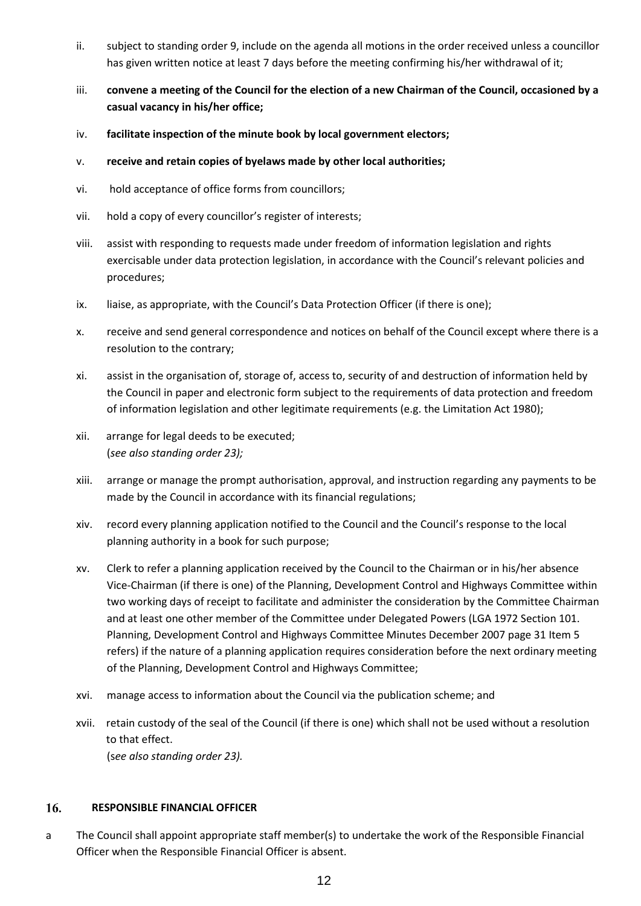ii. subject to standing order 9, include on the agenda all motions in the order received unless a councillor has given written notice at least 7 days before the meeting confirming his/her withdrawal of it;

iii. **convene a meeting of the Council for the election of a new Chairman of the Council, occasioned by a casual vacancy in his/her office;**

iv. **facilitate inspection of the minute book by local government electors;**

v. **receive and retain copies of byelaws made by other local authorities;**

vi. hold acceptance of office forms from councillors;

vii. hold a copy of every councillor's register of interests;

viii. assist with responding to requests made under freedom of information legislation and rights exercisable under data protection legislation, in accordance with the Council's relevant policies and procedures;

ix. liaise, as appropriate, with the Council's Data Protection Officer (if there is one);

x. receive and send general correspondence and notices on behalf of the Council except where there is a resolution to the contrary;

xi. assist in the organisation of, storage of, access to, security of and destruction of information held by the Council in paper and electronic form subject to the requirements of data protection and freedom of information legislation and other legitimate requirements (e.g. the Limitation Act 1980);

xii. arrange for legal deeds to be executed;
(*see also standing order 23);*

xiii. arrange or manage the prompt authorisation, approval, and instruction regarding any payments to be made by the Council in accordance with its financial regulations;

xiv. record every planning application notified to the Council and the Council's response to the local planning authority in a book for such purpose;

xv. Clerk to refer a planning application received by the Council to the Chairman or in his/her absence Vice-Chairman (if there is one) of the Planning, Development Control and Highways Committee within two working days of receipt to facilitate and administer the consideration by the Committee Chairman and at least one other member of the Committee under Delegated Powers (LGA 1972 Section 101. Planning, Development Control and Highways Committee Minutes December 2007 page 31 Item 5 refers) if the nature of a planning application requires consideration before the next ordinary meeting of the Planning, Development Control and Highways Committee;

xvi. manage access to information about the Council via the publication scheme; and

xvii. retain custody of the seal of the Council (if there is one) which shall not be used without a resolution to that effect.
(s*ee also standing order 23).*

## 16. RESPONSIBLE FINANCIAL OFFICER

a The Council shall appoint appropriate staff member(s) to undertake the work of the Responsible Financial Officer when the Responsible Financial Officer is absent.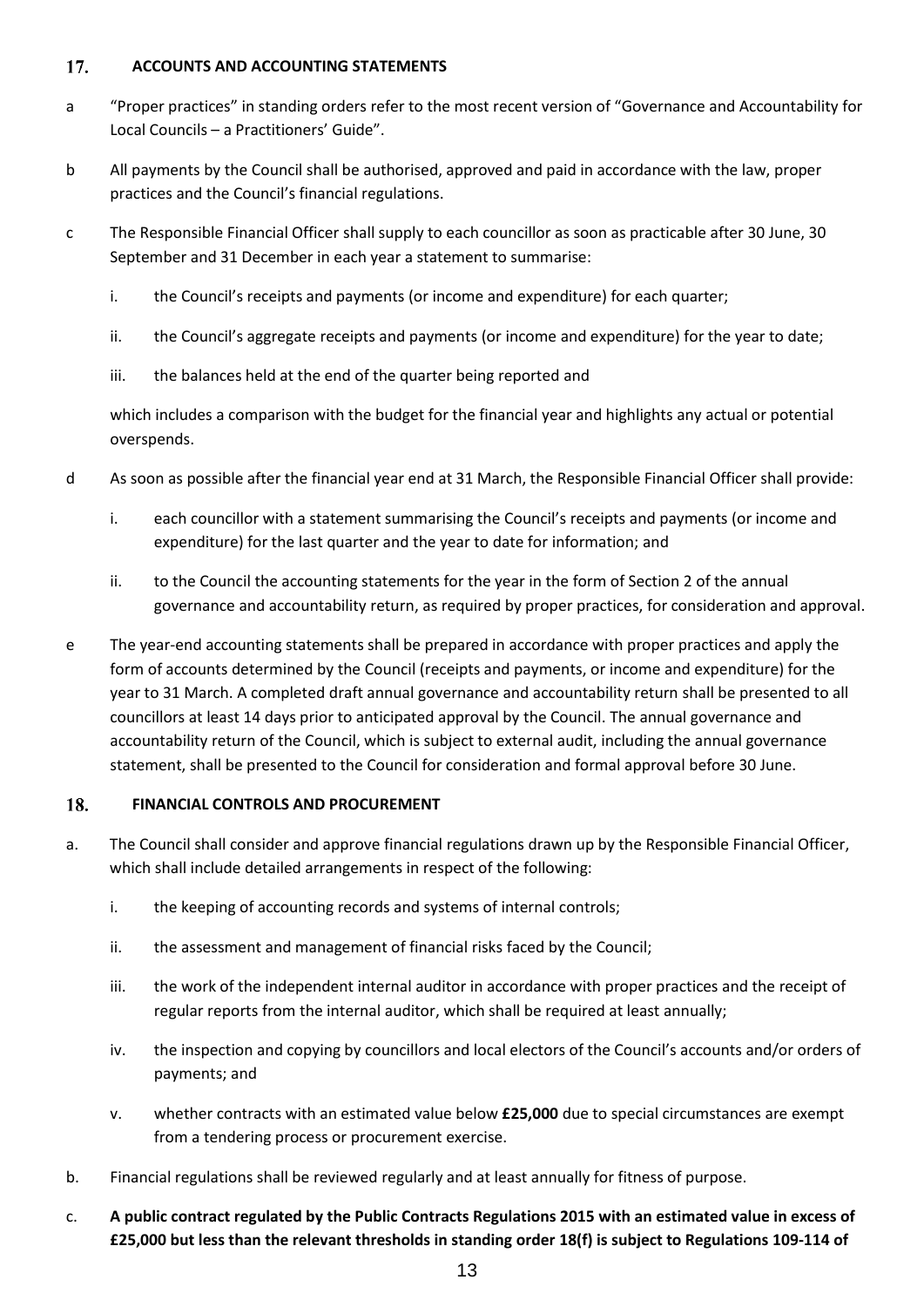## 17. ACCOUNTS AND ACCOUNTING STATEMENTS

a "Proper practices" in standing orders refer to the most recent version of "Governance and Accountability for Local Councils – a Practitioners' Guide".

b All payments by the Council shall be authorised, approved and paid in accordance with the law, proper practices and the Council's financial regulations.

c The Responsible Financial Officer shall supply to each councillor as soon as practicable after 30 June, 30 September and 31 December in each year a statement to summarise:

   i. the Council's receipts and payments (or income and expenditure) for each quarter;

   ii. the Council's aggregate receipts and payments (or income and expenditure) for the year to date;

   iii. the balances held at the end of the quarter being reported and

   which includes a comparison with the budget for the financial year and highlights any actual or potential overspends.

d As soon as possible after the financial year end at 31 March, the Responsible Financial Officer shall provide:

   i. each councillor with a statement summarising the Council's receipts and payments (or income and expenditure) for the last quarter and the year to date for information; and

   ii. to the Council the accounting statements for the year in the form of Section 2 of the annual governance and accountability return, as required by proper practices, for consideration and approval.

e The year-end accounting statements shall be prepared in accordance with proper practices and apply the form of accounts determined by the Council (receipts and payments, or income and expenditure) for the year to 31 March. A completed draft annual governance and accountability return shall be presented to all councillors at least 14 days prior to anticipated approval by the Council. The annual governance and accountability return of the Council, which is subject to external audit, including the annual governance statement, shall be presented to the Council for consideration and formal approval before 30 June.

## 18. FINANCIAL CONTROLS AND PROCUREMENT

a. The Council shall consider and approve financial regulations drawn up by the Responsible Financial Officer, which shall include detailed arrangements in respect of the following:

   i. the keeping of accounting records and systems of internal controls;

   ii. the assessment and management of financial risks faced by the Council;

   iii. the work of the independent internal auditor in accordance with proper practices and the receipt of regular reports from the internal auditor, which shall be required at least annually;

   iv. the inspection and copying by councillors and local electors of the Council's accounts and/or orders of payments; and

   v. whether contracts with an estimated value below **£25,000** due to special circumstances are exempt from a tendering process or procurement exercise.

b. Financial regulations shall be reviewed regularly and at least annually for fitness of purpose.

c. **A public contract regulated by the Public Contracts Regulations 2015 with an estimated value in excess of £25,000 but less than the relevant thresholds in standing order 18(f) is subject to Regulations 109-114 of**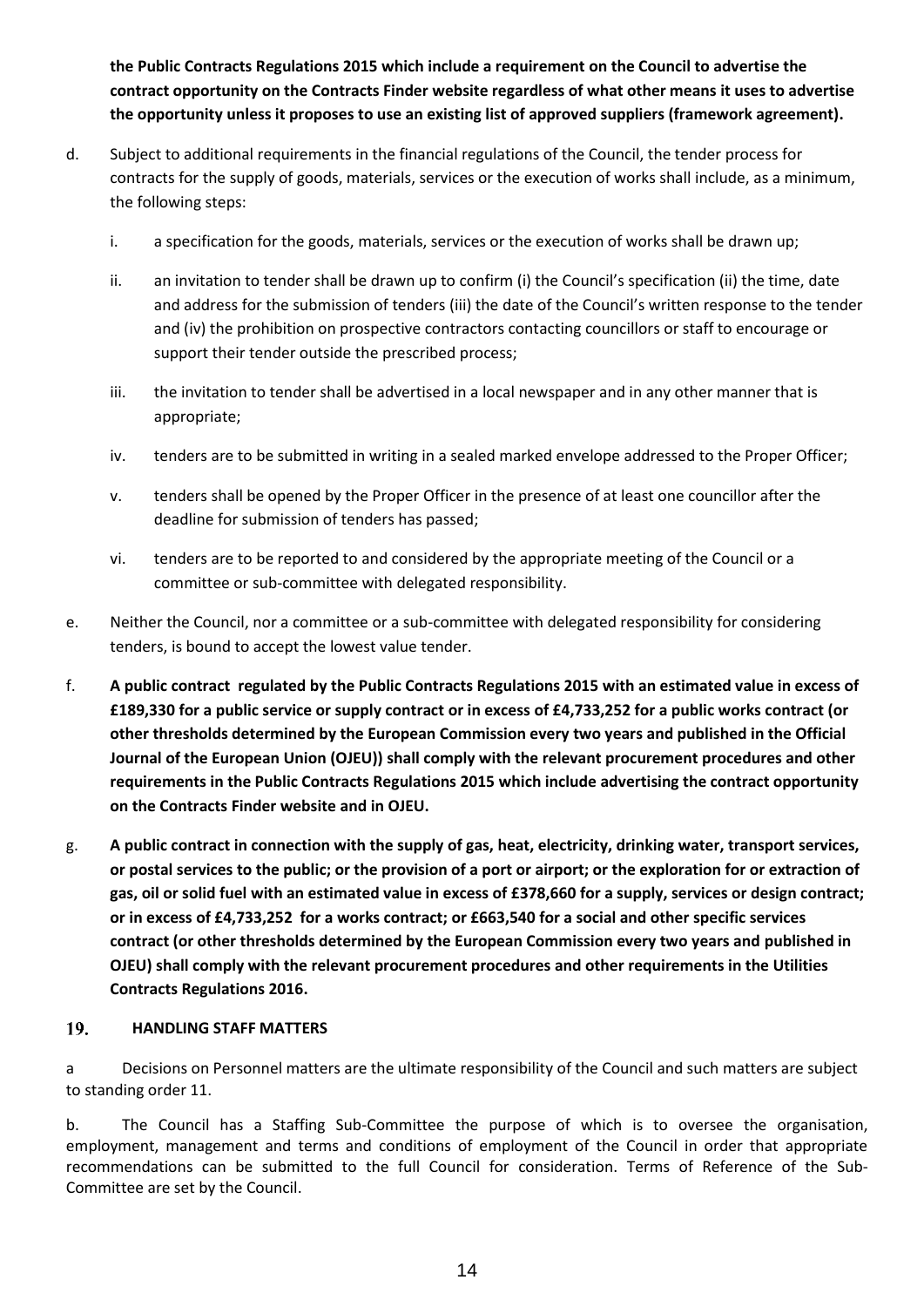**the Public Contracts Regulations 2015 which include a requirement on the Council to advertise the contract opportunity on the Contracts Finder website regardless of what other means it uses to advertise the opportunity unless it proposes to use an existing list of approved suppliers (framework agreement).**

d. Subject to additional requirements in the financial regulations of the Council, the tender process for contracts for the supply of goods, materials, services or the execution of works shall include, as a minimum, the following steps:

   i. a specification for the goods, materials, services or the execution of works shall be drawn up;

   ii. an invitation to tender shall be drawn up to confirm (i) the Council's specification (ii) the time, date and address for the submission of tenders (iii) the date of the Council's written response to the tender and (iv) the prohibition on prospective contractors contacting councillors or staff to encourage or support their tender outside the prescribed process;

   iii. the invitation to tender shall be advertised in a local newspaper and in any other manner that is appropriate;

   iv. tenders are to be submitted in writing in a sealed marked envelope addressed to the Proper Officer;

   v. tenders shall be opened by the Proper Officer in the presence of at least one councillor after the deadline for submission of tenders has passed;

   vi. tenders are to be reported to and considered by the appropriate meeting of the Council or a committee or sub-committee with delegated responsibility.

e. Neither the Council, nor a committee or a sub-committee with delegated responsibility for considering tenders, is bound to accept the lowest value tender.

f. **A public contract regulated by the Public Contracts Regulations 2015 with an estimated value in excess of £189,330 for a public service or supply contract or in excess of £4,733,252 for a public works contract (or other thresholds determined by the European Commission every two years and published in the Official Journal of the European Union (OJEU)) shall comply with the relevant procurement procedures and other requirements in the Public Contracts Regulations 2015 which include advertising the contract opportunity on the Contracts Finder website and in OJEU.**

g. **A public contract in connection with the supply of gas, heat, electricity, drinking water, transport services, or postal services to the public; or the provision of a port or airport; or the exploration for or extraction of gas, oil or solid fuel with an estimated value in excess of £378,660 for a supply, services or design contract; or in excess of £4,733,252 for a works contract; or £663,540 for a social and other specific services contract (or other thresholds determined by the European Commission every two years and published in OJEU) shall comply with the relevant procurement procedures and other requirements in the Utilities Contracts Regulations 2016.**

## 19. HANDLING STAFF MATTERS

a Decisions on Personnel matters are the ultimate responsibility of the Council and such matters are subject to standing order 11.

b. The Council has a Staffing Sub-Committee the purpose of which is to oversee the organisation, employment, management and terms and conditions of employment of the Council in order that appropriate recommendations can be submitted to the full Council for consideration. Terms of Reference of the Sub-Committee are set by the Council.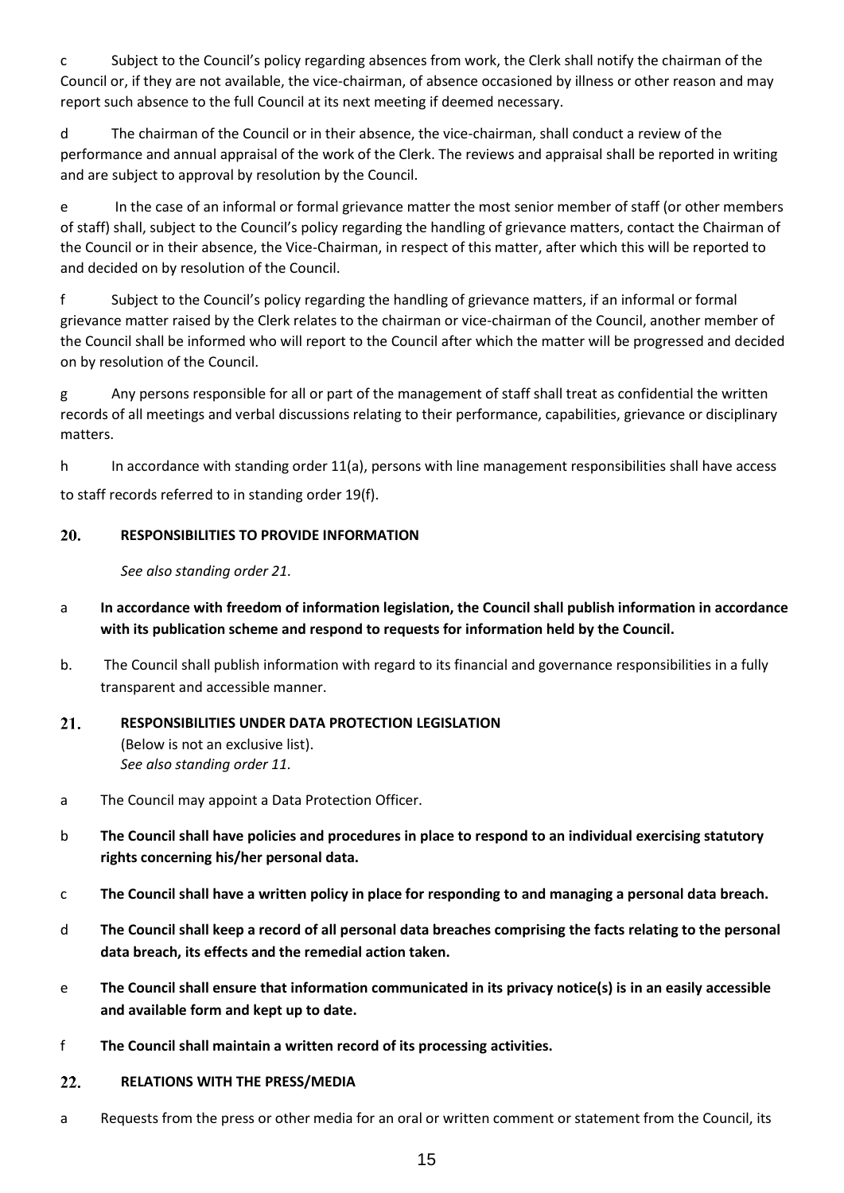c Subject to the Council's policy regarding absences from work, the Clerk shall notify the chairman of the Council or, if they are not available, the vice-chairman, of absence occasioned by illness or other reason and may report such absence to the full Council at its next meeting if deemed necessary.

d The chairman of the Council or in their absence, the vice-chairman, shall conduct a review of the performance and annual appraisal of the work of the Clerk. The reviews and appraisal shall be reported in writing and are subject to approval by resolution by the Council.

e In the case of an informal or formal grievance matter the most senior member of staff (or other members of staff) shall, subject to the Council's policy regarding the handling of grievance matters, contact the Chairman of the Council or in their absence, the Vice-Chairman, in respect of this matter, after which this will be reported to and decided on by resolution of the Council.

f Subject to the Council's policy regarding the handling of grievance matters, if an informal or formal grievance matter raised by the Clerk relates to the chairman or vice-chairman of the Council, another member of the Council shall be informed who will report to the Council after which the matter will be progressed and decided on by resolution of the Council.

g Any persons responsible for all or part of the management of staff shall treat as confidential the written records of all meetings and verbal discussions relating to their performance, capabilities, grievance or disciplinary matters.

h In accordance with standing order 11(a), persons with line management responsibilities shall have access to staff records referred to in standing order 19(f).

## 20. RESPONSIBILITIES TO PROVIDE INFORMATION

*See also standing order 21.*

a **In accordance with freedom of information legislation, the Council shall publish information in accordance with its publication scheme and respond to requests for information held by the Council.**

b. The Council shall publish information with regard to its financial and governance responsibilities in a fully transparent and accessible manner.

## 21. RESPONSIBILITIES UNDER DATA PROTECTION LEGISLATION

(Below is not an exclusive list).
*See also standing order 11.*

a The Council may appoint a Data Protection Officer.

b **The Council shall have policies and procedures in place to respond to an individual exercising statutory rights concerning his/her personal data.**

c **The Council shall have a written policy in place for responding to and managing a personal data breach.**

d **The Council shall keep a record of all personal data breaches comprising the facts relating to the personal data breach, its effects and the remedial action taken.**

e **The Council shall ensure that information communicated in its privacy notice(s) is in an easily accessible and available form and kept up to date.**

f **The Council shall maintain a written record of its processing activities.**

## 22. RELATIONS WITH THE PRESS/MEDIA

a Requests from the press or other media for an oral or written comment or statement from the Council, its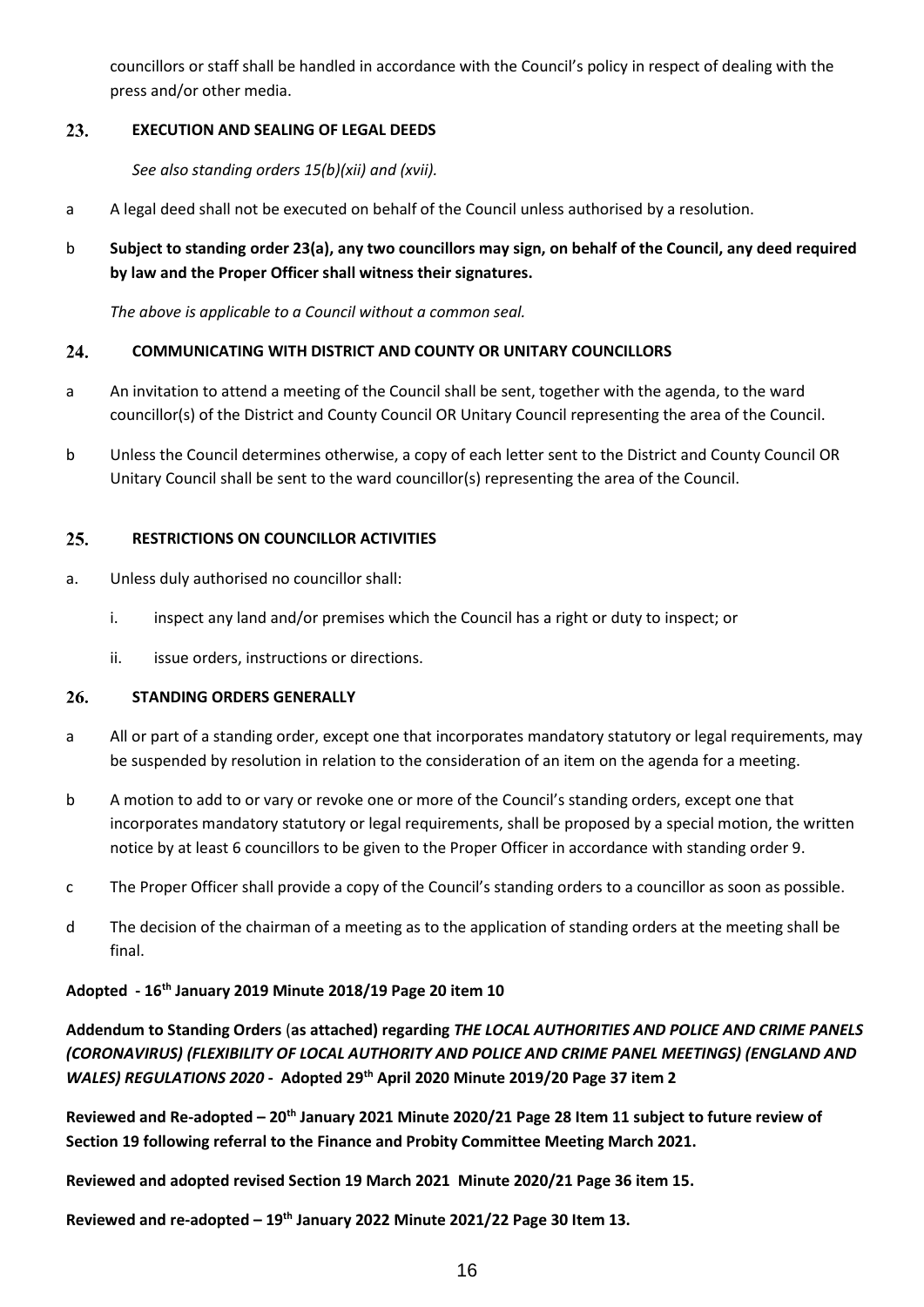councillors or staff shall be handled in accordance with the Council's policy in respect of dealing with the press and/or other media.

## 23. EXECUTION AND SEALING OF LEGAL DEEDS

*See also standing orders 15(b)(xii) and (xvii).*

a A legal deed shall not be executed on behalf of the Council unless authorised by a resolution.

b **Subject to standing order 23(a), any two councillors may sign, on behalf of the Council, any deed required by law and the Proper Officer shall witness their signatures.**

*The above is applicable to a Council without a common seal.*

## 24. COMMUNICATING WITH DISTRICT AND COUNTY OR UNITARY COUNCILLORS

a An invitation to attend a meeting of the Council shall be sent, together with the agenda, to the ward councillor(s) of the District and County Council OR Unitary Council representing the area of the Council.

b Unless the Council determines otherwise, a copy of each letter sent to the District and County Council OR Unitary Council shall be sent to the ward councillor(s) representing the area of the Council.

## 25. RESTRICTIONS ON COUNCILLOR ACTIVITIES

a. Unless duly authorised no councillor shall:

   i. inspect any land and/or premises which the Council has a right or duty to inspect; or

   ii. issue orders, instructions or directions.

## 26. STANDING ORDERS GENERALLY

a All or part of a standing order, except one that incorporates mandatory statutory or legal requirements, may be suspended by resolution in relation to the consideration of an item on the agenda for a meeting.

b A motion to add to or vary or revoke one or more of the Council's standing orders, except one that incorporates mandatory statutory or legal requirements, shall be proposed by a special motion, the written notice by at least 6 councillors to be given to the Proper Officer in accordance with standing order 9.

c The Proper Officer shall provide a copy of the Council's standing orders to a councillor as soon as possible.

d The decision of the chairman of a meeting as to the application of standing orders at the meeting shall be final.

**Adopted - 16th January 2019 Minute 2018/19 Page 20 item 10**

**Addendum to Standing Orders (as attached) regarding *THE LOCAL AUTHORITIES AND POLICE AND CRIME PANELS (CORONAVIRUS) (FLEXIBILITY OF LOCAL AUTHORITY AND POLICE AND CRIME PANEL MEETINGS) (ENGLAND AND WALES) REGULATIONS 2020* - Adopted 29th April 2020 Minute 2019/20 Page 37 item 2**

**Reviewed and Re-adopted – 20th January 2021 Minute 2020/21 Page 28 Item 11 subject to future review of Section 19 following referral to the Finance and Probity Committee Meeting March 2021.**

**Reviewed and adopted revised Section 19 March 2021 Minute 2020/21 Page 36 item 15.**

**Reviewed and re-adopted – 19th January 2022 Minute 2021/22 Page 30 Item 13.**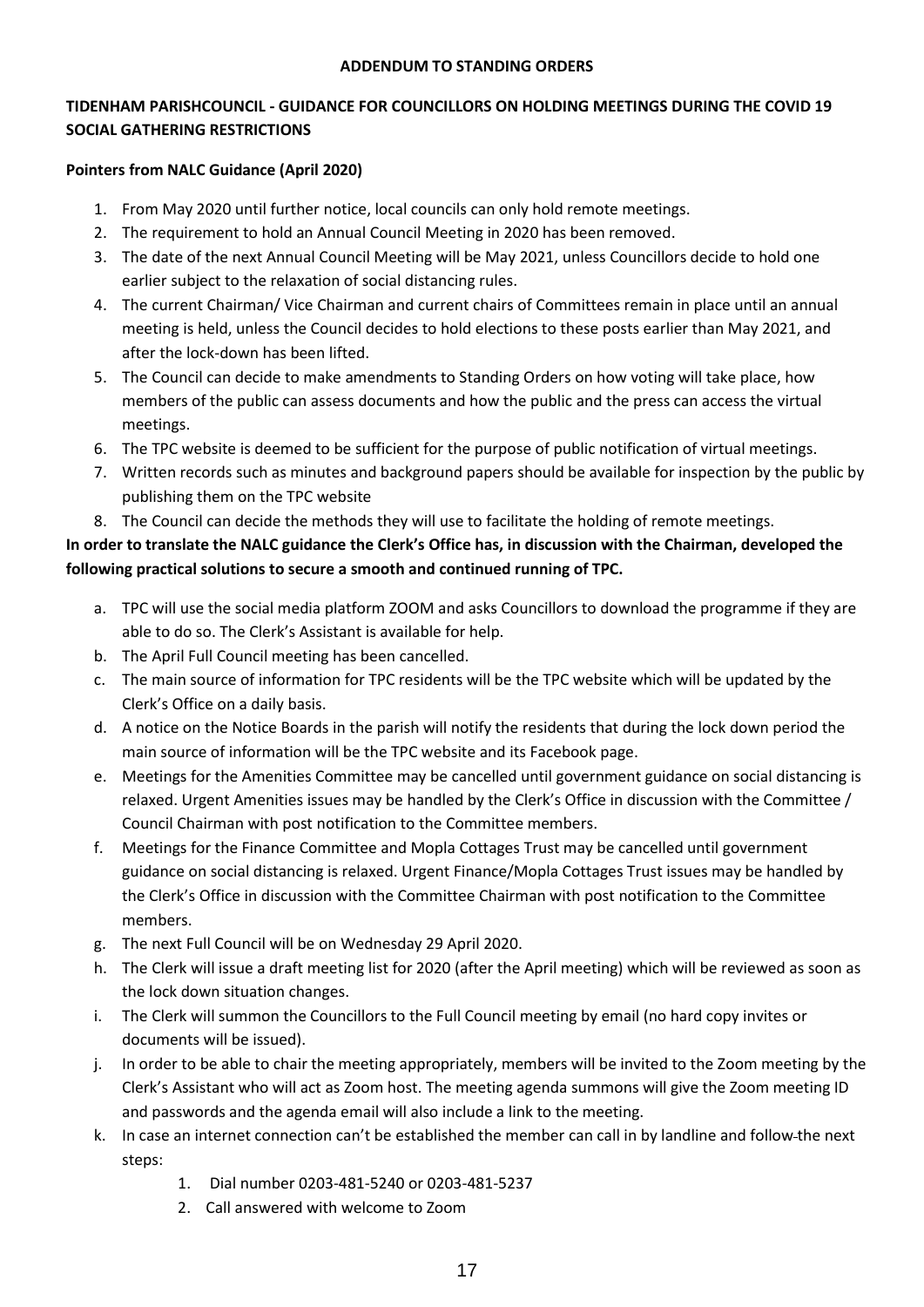**ADDENDUM TO STANDING ORDERS**

**TIDENHAM PARISHCOUNCIL - GUIDANCE FOR COUNCILLORS ON HOLDING MEETINGS DURING THE COVID 19 SOCIAL GATHERING RESTRICTIONS**

**Pointers from NALC Guidance (April 2020)**

1. From May 2020 until further notice, local councils can only hold remote meetings.
2. The requirement to hold an Annual Council Meeting in 2020 has been removed.
3. The date of the next Annual Council Meeting will be May 2021, unless Councillors decide to hold one earlier subject to the relaxation of social distancing rules.
4. The current Chairman/ Vice Chairman and current chairs of Committees remain in place until an annual meeting is held, unless the Council decides to hold elections to these posts earlier than May 2021, and after the lock-down has been lifted.
5. The Council can decide to make amendments to Standing Orders on how voting will take place, how members of the public can assess documents and how the public and the press can access the virtual meetings.
6. The TPC website is deemed to be sufficient for the purpose of public notification of virtual meetings.
7. Written records such as minutes and background papers should be available for inspection by the public by publishing them on the TPC website
8. The Council can decide the methods they will use to facilitate the holding of remote meetings.

**In order to translate the NALC guidance the Clerk's Office has, in discussion with the Chairman, developed the following practical solutions to secure a smooth and continued running of TPC.**

a. TPC will use the social media platform ZOOM and asks Councillors to download the programme if they are able to do so. The Clerk's Assistant is available for help.
b. The April Full Council meeting has been cancelled.
c. The main source of information for TPC residents will be the TPC website which will be updated by the Clerk's Office on a daily basis.
d. A notice on the Notice Boards in the parish will notify the residents that during the lock down period the main source of information will be the TPC website and its Facebook page.
e. Meetings for the Amenities Committee may be cancelled until government guidance on social distancing is relaxed. Urgent Amenities issues may be handled by the Clerk's Office in discussion with the Committee / Council Chairman with post notification to the Committee members.
f. Meetings for the Finance Committee and Mopla Cottages Trust may be cancelled until government guidance on social distancing is relaxed. Urgent Finance/Mopla Cottages Trust issues may be handled by the Clerk's Office in discussion with the Committee Chairman with post notification to the Committee members.
g. The next Full Council will be on Wednesday 29 April 2020.
h. The Clerk will issue a draft meeting list for 2020 (after the April meeting) which will be reviewed as soon as the lock down situation changes.
i. The Clerk will summon the Councillors to the Full Council meeting by email (no hard copy invites or documents will be issued).
j. In order to be able to chair the meeting appropriately, members will be invited to the Zoom meeting by the Clerk's Assistant who will act as Zoom host. The meeting agenda summons will give the Zoom meeting ID and passwords and the agenda email will also include a link to the meeting.
k. In case an internet connection can't be established the member can call in by landline and follow the next steps:
    1. Dial number 0203-481-5240 or 0203-481-5237
    2. Call answered with welcome to Zoom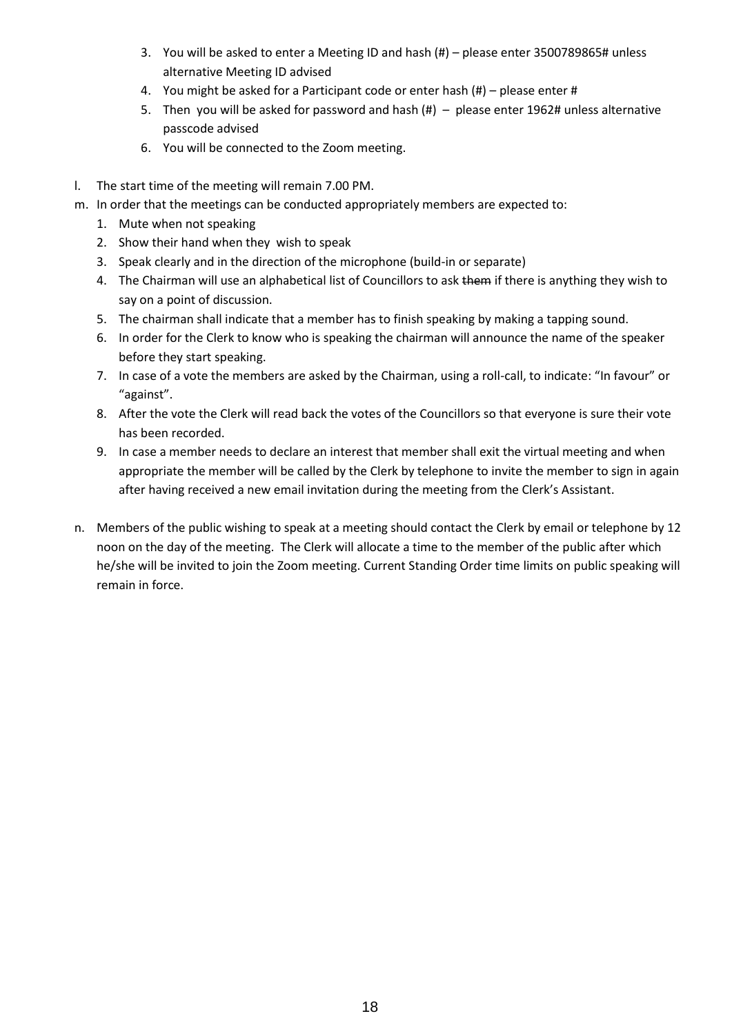3. You will be asked to enter a Meeting ID and hash (#) – please enter 3500789865# unless alternative Meeting ID advised
4. You might be asked for a Participant code or enter hash (#) – please enter #
5. Then you will be asked for password and hash (#) – please enter 1962# unless alternative passcode advised
6. You will be connected to the Zoom meeting.

l. The start time of the meeting will remain 7.00 PM.

m. In order that the meetings can be conducted appropriately members are expected to:
   1. Mute when not speaking
   2. Show their hand when they wish to speak
   3. Speak clearly and in the direction of the microphone (build-in or separate)
   4. The Chairman will use an alphabetical list of Councillors to ask ~~them~~ if there is anything they wish to say on a point of discussion.
   5. The chairman shall indicate that a member has to finish speaking by making a tapping sound.
   6. In order for the Clerk to know who is speaking the chairman will announce the name of the speaker before they start speaking.
   7. In case of a vote the members are asked by the Chairman, using a roll-call, to indicate: "In favour" or "against".
   8. After the vote the Clerk will read back the votes of the Councillors so that everyone is sure their vote has been recorded.
   9. In case a member needs to declare an interest that member shall exit the virtual meeting and when appropriate the member will be called by the Clerk by telephone to invite the member to sign in again after having received a new email invitation during the meeting from the Clerk's Assistant.

n. Members of the public wishing to speak at a meeting should contact the Clerk by email or telephone by 12 noon on the day of the meeting. The Clerk will allocate a time to the member of the public after which he/she will be invited to join the Zoom meeting. Current Standing Order time limits on public speaking will remain in force.